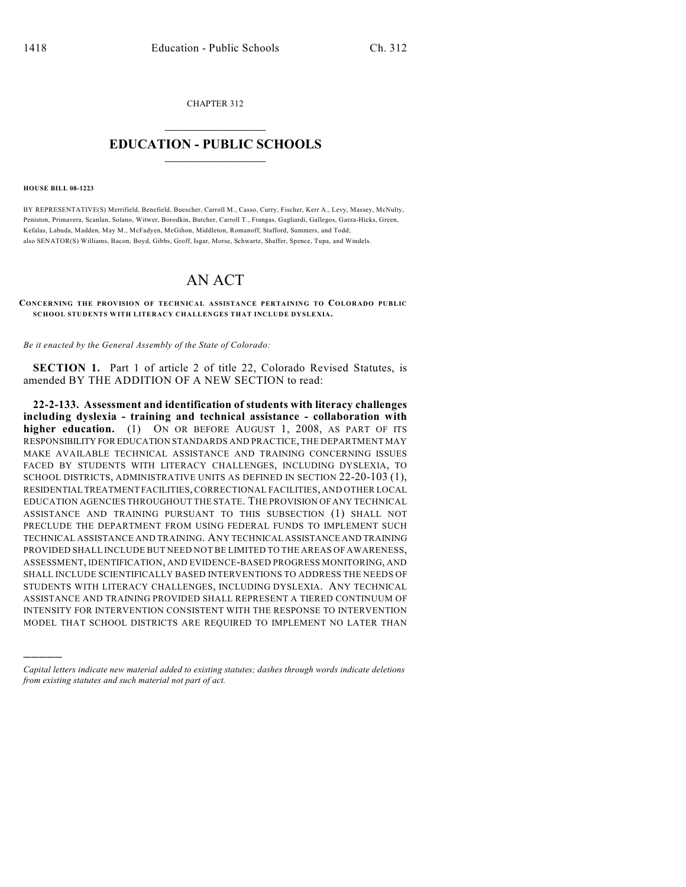CHAPTER 312

# EDUCATION - PUBLIC SCHOOLS

**HOUSE BILL 08-1223**

BY REPRESENTATIVE(S) Merrifield, Benefield, Buescher, Carroll M., Casso, Curry, Fischer, Kerr A., Levy, Massey, McNulty, Peniston, Primavera, Scanlan, Solano, Witwer, Borodkin, Butcher, Carroll T., Frangas, Gagliardi, Gallegos, Garza-Hicks, Green, Kefalas, Labuda, Madden, May M., McFadyen, McGihon, Middleton, Romanoff, Stafford, Summers, and Todd;
also SENATOR(S) Williams, Bacon, Boyd, Gibbs, Groff, Isgar, Morse, Schwartz, Shaffer, Spence, Tupa, and Windels.

# AN ACT

**CONCERNING THE PROVISION OF TECHNICAL ASSISTANCE PERTAINING TO COLORADO PUBLIC SCHOOL STUDENTS WITH LITERACY CHALLENGES THAT INCLUDE DYSLEXIA.**

*Be it enacted by the General Assembly of the State of Colorado:*

**SECTION 1.** Part 1 of article 2 of title 22, Colorado Revised Statutes, is amended BY THE ADDITION OF A NEW SECTION to read:

**22-2-133. Assessment and identification of students with literacy challenges including dyslexia - training and technical assistance - collaboration with higher education.** (1) ON OR BEFORE AUGUST 1, 2008, AS PART OF ITS RESPONSIBILITY FOR EDUCATION STANDARDS AND PRACTICE, THE DEPARTMENT MAY MAKE AVAILABLE TECHNICAL ASSISTANCE AND TRAINING CONCERNING ISSUES FACED BY STUDENTS WITH LITERACY CHALLENGES, INCLUDING DYSLEXIA, TO SCHOOL DISTRICTS, ADMINISTRATIVE UNITS AS DEFINED IN SECTION 22-20-103 (1), RESIDENTIAL TREATMENT FACILITIES, CORRECTIONAL FACILITIES, AND OTHER LOCAL EDUCATION AGENCIES THROUGHOUT THE STATE. THE PROVISION OF ANY TECHNICAL ASSISTANCE AND TRAINING PURSUANT TO THIS SUBSECTION (1) SHALL NOT PRECLUDE THE DEPARTMENT FROM USING FEDERAL FUNDS TO IMPLEMENT SUCH TECHNICAL ASSISTANCE AND TRAINING. ANY TECHNICAL ASSISTANCE AND TRAINING PROVIDED SHALL INCLUDE BUT NEED NOT BE LIMITED TO THE AREAS OF AWARENESS, ASSESSMENT, IDENTIFICATION, AND EVIDENCE-BASED PROGRESS MONITORING, AND SHALL INCLUDE SCIENTIFICALLY BASED INTERVENTIONS TO ADDRESS THE NEEDS OF STUDENTS WITH LITERACY CHALLENGES, INCLUDING DYSLEXIA. ANY TECHNICAL ASSISTANCE AND TRAINING PROVIDED SHALL REPRESENT A TIERED CONTINUUM OF INTENSITY FOR INTERVENTION CONSISTENT WITH THE RESPONSE TO INTERVENTION MODEL THAT SCHOOL DISTRICTS ARE REQUIRED TO IMPLEMENT NO LATER THAN

---

*Capital letters indicate new material added to existing statutes; dashes through words indicate deletions from existing statutes and such material not part of act.*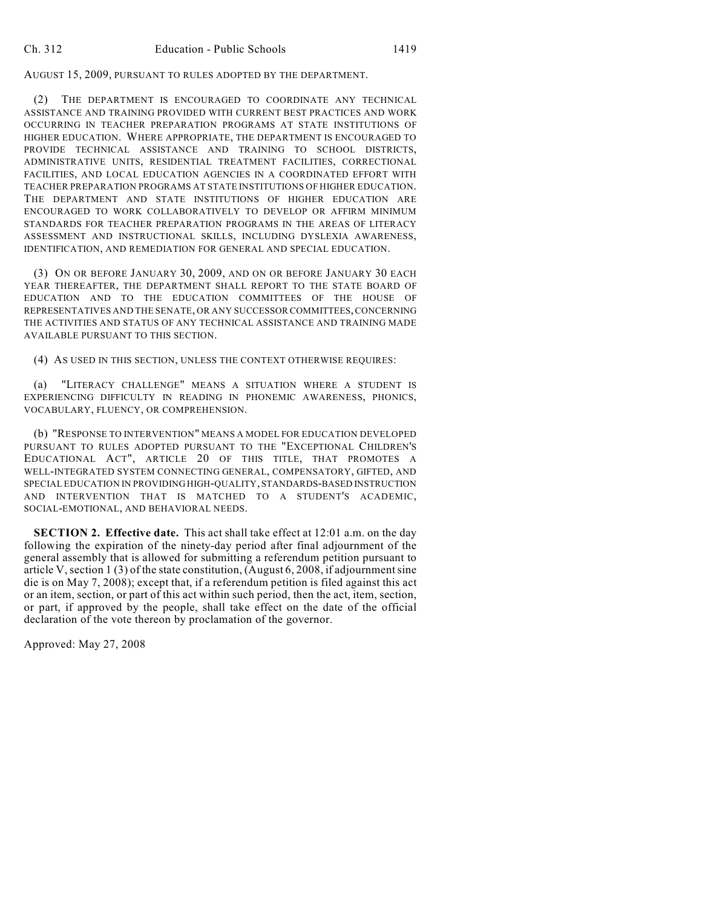AUGUST 15, 2009, PURSUANT TO RULES ADOPTED BY THE DEPARTMENT.

(2) THE DEPARTMENT IS ENCOURAGED TO COORDINATE ANY TECHNICAL ASSISTANCE AND TRAINING PROVIDED WITH CURRENT BEST PRACTICES AND WORK OCCURRING IN TEACHER PREPARATION PROGRAMS AT STATE INSTITUTIONS OF HIGHER EDUCATION. WHERE APPROPRIATE, THE DEPARTMENT IS ENCOURAGED TO PROVIDE TECHNICAL ASSISTANCE AND TRAINING TO SCHOOL DISTRICTS, ADMINISTRATIVE UNITS, RESIDENTIAL TREATMENT FACILITIES, CORRECTIONAL FACILITIES, AND LOCAL EDUCATION AGENCIES IN A COORDINATED EFFORT WITH TEACHER PREPARATION PROGRAMS AT STATE INSTITUTIONS OF HIGHER EDUCATION. THE DEPARTMENT AND STATE INSTITUTIONS OF HIGHER EDUCATION ARE ENCOURAGED TO WORK COLLABORATIVELY TO DEVELOP OR AFFIRM MINIMUM STANDARDS FOR TEACHER PREPARATION PROGRAMS IN THE AREAS OF LITERACY ASSESSMENT AND INSTRUCTIONAL SKILLS, INCLUDING DYSLEXIA AWARENESS, IDENTIFICATION, AND REMEDIATION FOR GENERAL AND SPECIAL EDUCATION.

(3) ON OR BEFORE JANUARY 30, 2009, AND ON OR BEFORE JANUARY 30 EACH YEAR THEREAFTER, THE DEPARTMENT SHALL REPORT TO THE STATE BOARD OF EDUCATION AND TO THE EDUCATION COMMITTEES OF THE HOUSE OF REPRESENTATIVES AND THE SENATE, OR ANY SUCCESSOR COMMITTEES, CONCERNING THE ACTIVITIES AND STATUS OF ANY TECHNICAL ASSISTANCE AND TRAINING MADE AVAILABLE PURSUANT TO THIS SECTION.

(4) AS USED IN THIS SECTION, UNLESS THE CONTEXT OTHERWISE REQUIRES:

(a) "LITERACY CHALLENGE" MEANS A SITUATION WHERE A STUDENT IS EXPERIENCING DIFFICULTY IN READING IN PHONEMIC AWARENESS, PHONICS, VOCABULARY, FLUENCY, OR COMPREHENSION.

(b) "RESPONSE TO INTERVENTION" MEANS A MODEL FOR EDUCATION DEVELOPED PURSUANT TO RULES ADOPTED PURSUANT TO THE "EXCEPTIONAL CHILDREN'S EDUCATIONAL ACT", ARTICLE 20 OF THIS TITLE, THAT PROMOTES A WELL-INTEGRATED SYSTEM CONNECTING GENERAL, COMPENSATORY, GIFTED, AND SPECIAL EDUCATION IN PROVIDING HIGH-QUALITY, STANDARDS-BASED INSTRUCTION AND INTERVENTION THAT IS MATCHED TO A STUDENT'S ACADEMIC, SOCIAL-EMOTIONAL, AND BEHAVIORAL NEEDS.

**SECTION 2. Effective date.** This act shall take effect at 12:01 a.m. on the day following the expiration of the ninety-day period after final adjournment of the general assembly that is allowed for submitting a referendum petition pursuant to article V, section 1 (3) of the state constitution, (August 6, 2008, if adjournment sine die is on May 7, 2008); except that, if a referendum petition is filed against this act or an item, section, or part of this act within such period, then the act, item, section, or part, if approved by the people, shall take effect on the date of the official declaration of the vote thereon by proclamation of the governor.

Approved: May 27, 2008